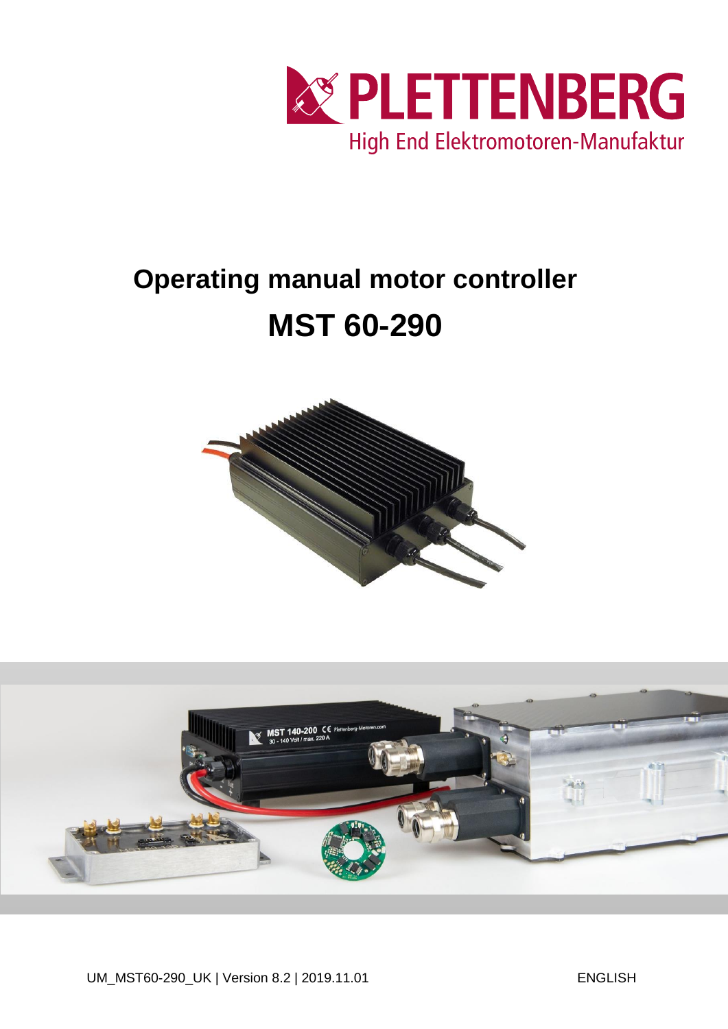PLETTENBERG

High End Elektromotoren-Manufaktur

# Operating manual motor controller

# MST 60-290

UM_MST60-290_UK | Version 8.2 | 2019.11.01

ENGLISH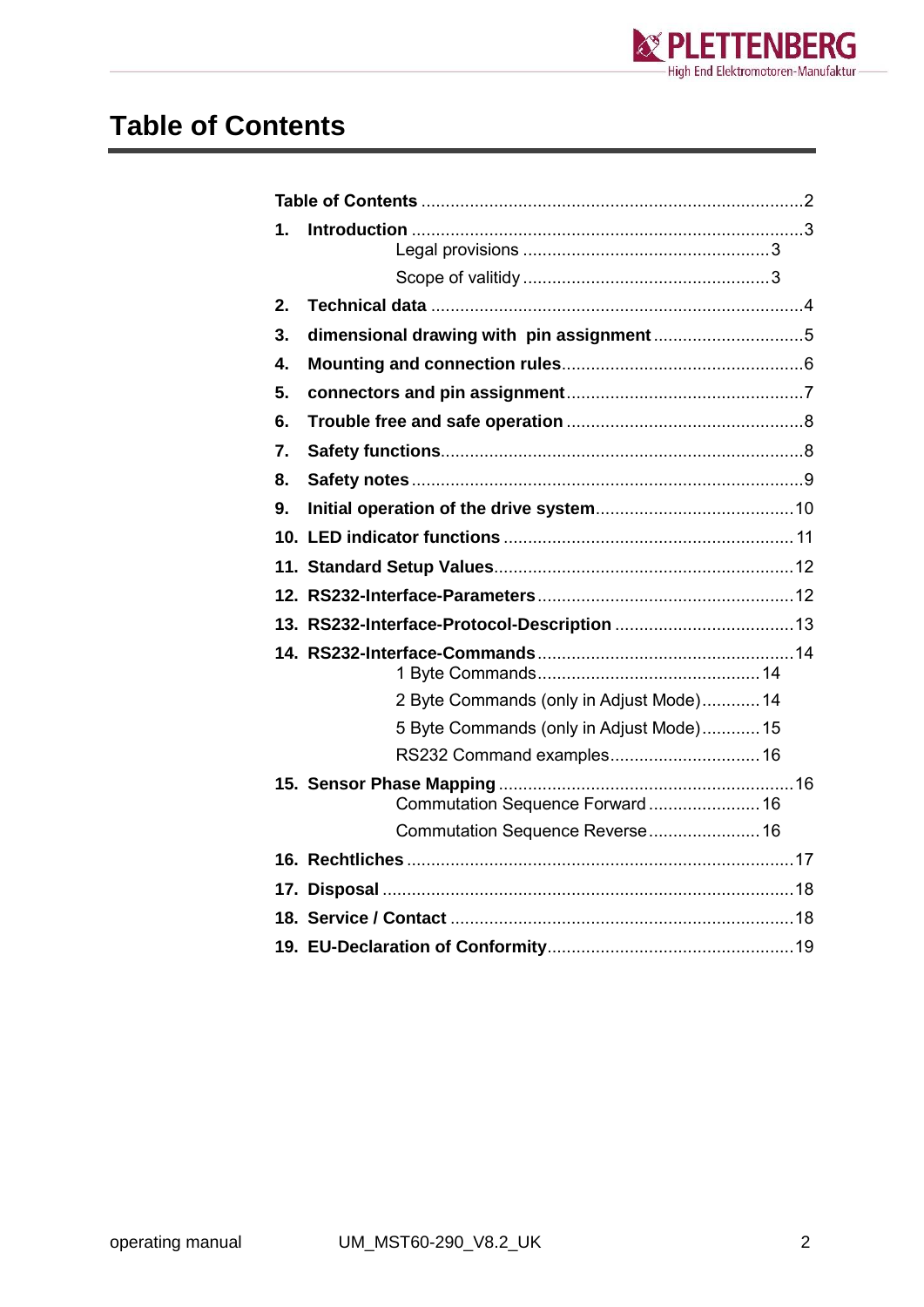# Table of Contents

Table of Contents ............................................................................2

1. Introduction ................................................................................3
   - Legal provisions ...................................................3
   - Scope of valitidy ...................................................3
2. Technical data ............................................................................4
3. dimensional drawing with pin assignment ...............................5
4. Mounting and connection rules.................................................6
5. connectors and pin assignment.................................................7
6. Trouble free and safe operation ................................................8
7. Safety functions..........................................................................8
8. Safety notes ................................................................................9
9. Initial operation of the drive system.........................................10
10. LED indicator functions ............................................................11
11. Standard Setup Values.............................................................12
12. RS232-Interface-Parameters ....................................................12
13. RS232-Interface-Protocol-Description .....................................13
14. RS232-Interface-Commands ....................................................14
    - 1 Byte Commands..............................................14
    - 2 Byte Commands (only in Adjust Mode)............14
    - 5 Byte Commands (only in Adjust Mode)............15
    - RS232 Command examples...............................16
15. Sensor Phase Mapping .............................................................16
    - Commutation Sequence Forward .......................16
    - Commutation Sequence Reverse.......................16
16. Rechtliches ...............................................................................17
17. Disposal ....................................................................................18
18. Service / Contact .......................................................................18
19. EU-Declaration of Conformity...................................................19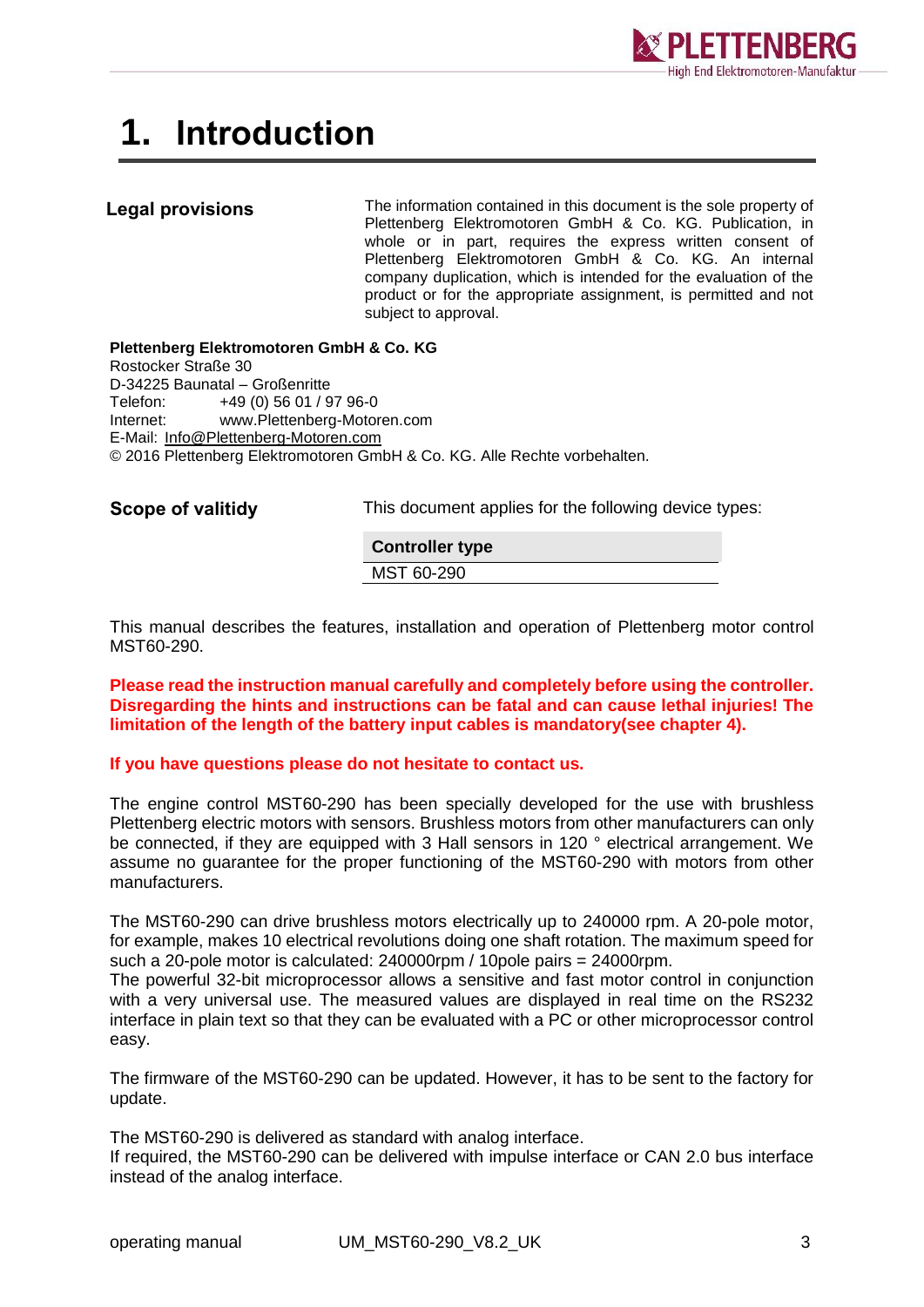# 1. Introduction

**Legal provisions**

The information contained in this document is the sole property of Plettenberg Elektromotoren GmbH & Co. KG. Publication, in whole or in part, requires the express written consent of Plettenberg Elektromotoren GmbH & Co. KG. An internal company duplication, which is intended for the evaluation of the product or for the appropriate assignment, is permitted and not subject to approval.

**Plettenberg Elektromotoren GmbH & Co. KG**
Rostocker Straße 30
D-34225 Baunatal – Großenritte
Telefon: +49 (0) 56 01 / 97 96-0
Internet: www.Plettenberg-Motoren.com
E-Mail: Info@Plettenberg-Motoren.com
© 2016 Plettenberg Elektromotoren GmbH & Co. KG. Alle Rechte vorbehalten.

**Scope of valitidy**

This document applies for the following device types:

| Controller type |
| --- |
| MST 60-290 |

This manual describes the features, installation and operation of Plettenberg motor control MST60-290.

**Please read the instruction manual carefully and completely before using the controller. Disregarding the hints and instructions can be fatal and can cause lethal injuries! The limitation of the length of the battery input cables is mandatory(see chapter 4).**

**If you have questions please do not hesitate to contact us.**

The engine control MST60-290 has been specially developed for the use with brushless Plettenberg electric motors with sensors. Brushless motors from other manufacturers can only be connected, if they are equipped with 3 Hall sensors in 120 ° electrical arrangement. We assume no guarantee for the proper functioning of the MST60-290 with motors from other manufacturers.

The MST60-290 can drive brushless motors electrically up to 240000 rpm. A 20-pole motor, for example, makes 10 electrical revolutions doing one shaft rotation. The maximum speed for such a 20-pole motor is calculated: 240000rpm / 10pole pairs = 24000rpm.
The powerful 32-bit microprocessor allows a sensitive and fast motor control in conjunction with a very universal use. The measured values are displayed in real time on the RS232 interface in plain text so that they can be evaluated with a PC or other microprocessor control easy.

The firmware of the MST60-290 can be updated. However, it has to be sent to the factory for update.

The MST60-290 is delivered as standard with analog interface.
If required, the MST60-290 can be delivered with impulse interface or CAN 2.0 bus interface instead of the analog interface.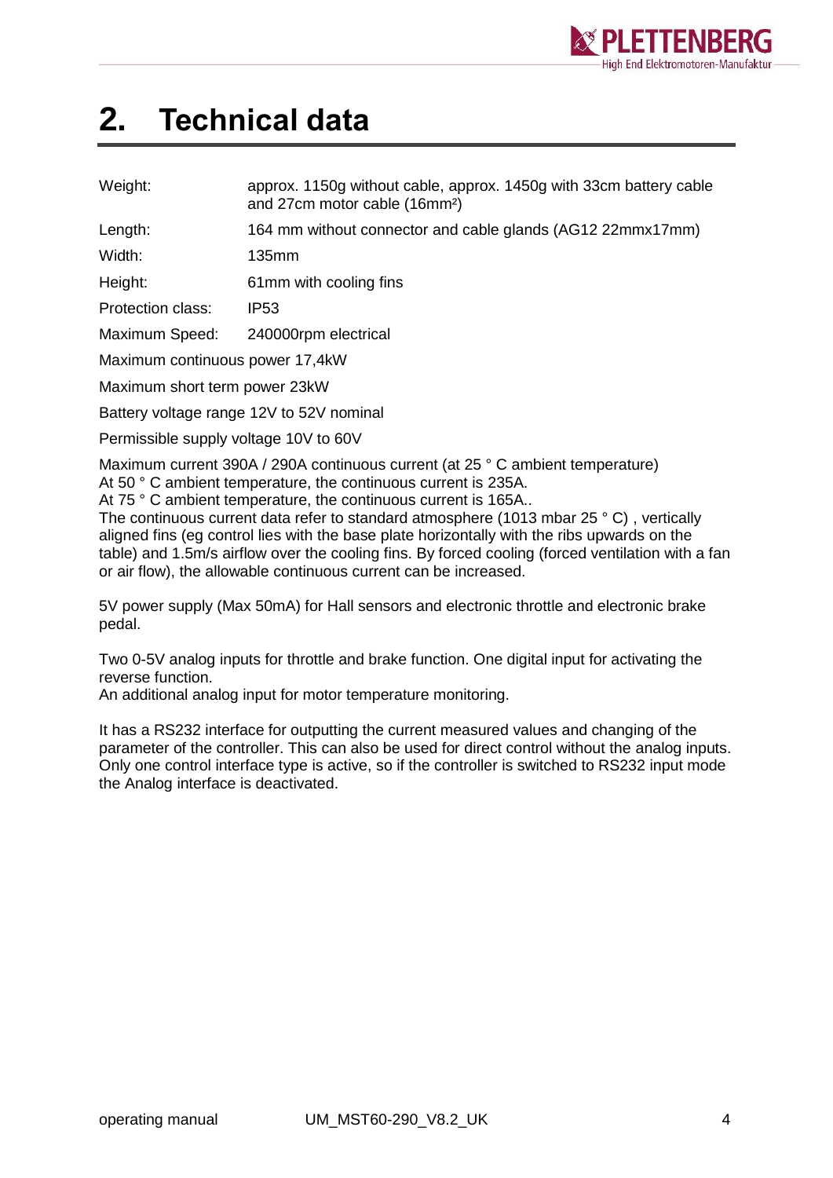# 2. Technical data

| | |
|---|---|
| Weight: | approx. 1150g without cable, approx. 1450g with 33cm battery cable and 27cm motor cable (16mm²) |
| Length: | 164 mm without connector and cable glands (AG12 22mmx17mm) |
| Width: | 135mm |
| Height: | 61mm with cooling fins |
| Protection class: | IP53 |
| Maximum Speed: | 240000rpm electrical |

Maximum continuous power 17,4kW

Maximum short term power 23kW

Battery voltage range 12V to 52V nominal

Permissible supply voltage 10V to 60V

Maximum current 390A / 290A continuous current (at 25 ° C ambient temperature)
At 50 ° C ambient temperature, the continuous current is 235A.
At 75 ° C ambient temperature, the continuous current is 165A..
The continuous current data refer to standard atmosphere (1013 mbar 25 ° C) , vertically aligned fins (eg control lies with the base plate horizontally with the ribs upwards on the table) and 1.5m/s airflow over the cooling fins. By forced cooling (forced ventilation with a fan or air flow), the allowable continuous current can be increased.

5V power supply (Max 50mA) for Hall sensors and electronic throttle and electronic brake pedal.

Two 0-5V analog inputs for throttle and brake function. One digital input for activating the reverse function.
An additional analog input for motor temperature monitoring.

It has a RS232 interface for outputting the current measured values and changing of the parameter of the controller. This can also be used for direct control without the analog inputs. Only one control interface type is active, so if the controller is switched to RS232 input mode the Analog interface is deactivated.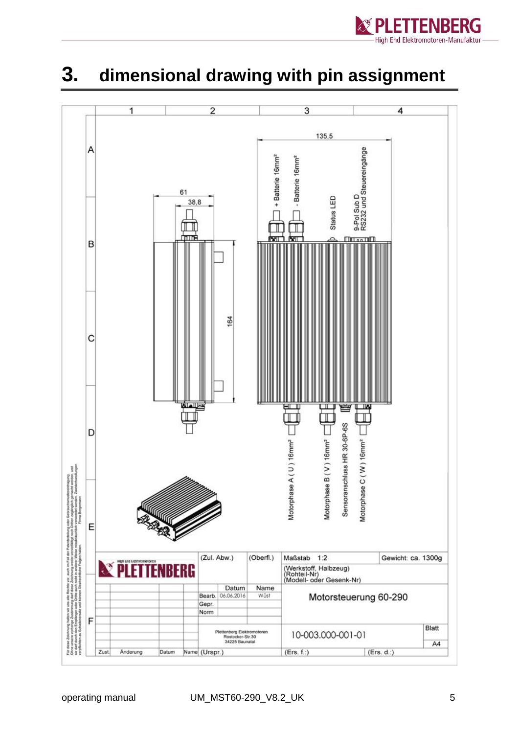# 3. dimensional drawing with pin assignment

135,5

61

38,8

164

+ Batterie 16mm²

- Batterie 16mm²

Status LED

9-Pol Sub D
RS232 und Steuereingänge

Motorphase A ( U ) 16mm²

Motorphase B ( V ) 16mm²

Sensoranschluss HR 30-6P-6S

Motorphase C ( W ) 16mm²

| | (Zul. Abw.) | (Oberfl.) | Maßstab 1:2 | Gewicht: ca. 1300g |
|---|---|---|---|---|
| PLETTENBERG | | | (Werkstoff, Halbzeug) (Rohteil-Nr) (Modell- oder Gesenk-Nr) | |
| | | Datum | Name | Motorsteuerung 60-290 |
| | Bearb. | 06.06.2016 | Wüst | |
| | Gepr. | | | |
| | Norm | | | |
| | Plettenberg Elektromotoren Rostocker-Str.30 34225 Baunatal | | 10-003.000-001-01 | Blatt A4 |
| Zust. Änderung Datum Name | (Urspr.) | | (Ers. f.:) | (Ers. d.:) |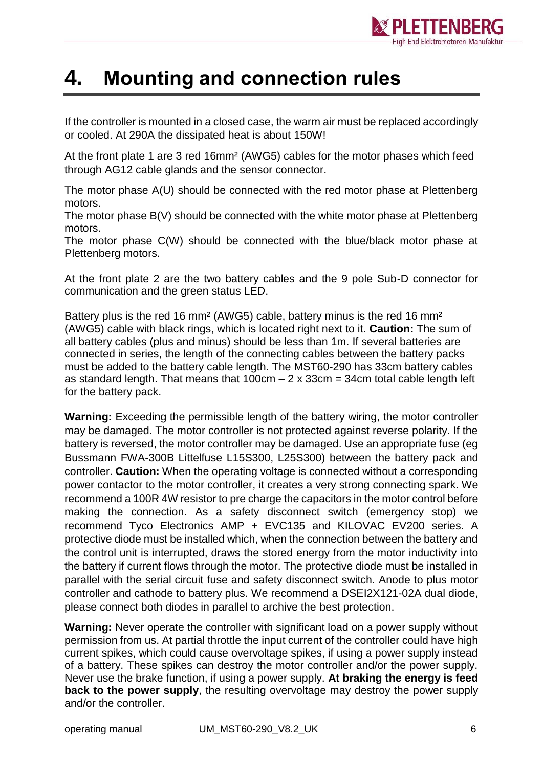# 4. Mounting and connection rules

If the controller is mounted in a closed case, the warm air must be replaced accordingly or cooled. At 290A the dissipated heat is about 150W!

At the front plate 1 are 3 red 16mm² (AWG5) cables for the motor phases which feed through AG12 cable glands and the sensor connector.

The motor phase A(U) should be connected with the red motor phase at Plettenberg motors.
The motor phase B(V) should be connected with the white motor phase at Plettenberg motors.
The motor phase C(W) should be connected with the blue/black motor phase at Plettenberg motors.

At the front plate 2 are the two battery cables and the 9 pole Sub-D connector for communication and the green status LED.

Battery plus is the red 16 mm² (AWG5) cable, battery minus is the red 16 mm² (AWG5) cable with black rings, which is located right next to it. **Caution:** The sum of all battery cables (plus and minus) should be less than 1m. If several batteries are connected in series, the length of the connecting cables between the battery packs must be added to the battery cable length. The MST60-290 has 33cm battery cables as standard length. That means that 100cm – 2 x 33cm = 34cm total cable length left for the battery pack.

**Warning:** Exceeding the permissible length of the battery wiring, the motor controller may be damaged. The motor controller is not protected against reverse polarity. If the battery is reversed, the motor controller may be damaged. Use an appropriate fuse (eg Bussmann FWA-300B Littelfuse L15S300, L25S300) between the battery pack and controller. **Caution:** When the operating voltage is connected without a corresponding power contactor to the motor controller, it creates a very strong connecting spark. We recommend a 100R 4W resistor to pre charge the capacitors in the motor control before making the connection. As a safety disconnect switch (emergency stop) we recommend Tyco Electronics AMP + EVC135 and KILOVAC EV200 series. A protective diode must be installed which, when the connection between the battery and the control unit is interrupted, draws the stored energy from the motor inductivity into the battery if current flows through the motor. The protective diode must be installed in parallel with the serial circuit fuse and safety disconnect switch. Anode to plus motor controller and cathode to battery plus. We recommend a DSEI2X121-02A dual diode, please connect both diodes in parallel to archive the best protection.

**Warning:** Never operate the controller with significant load on a power supply without permission from us. At partial throttle the input current of the controller could have high current spikes, which could cause overvoltage spikes, if using a power supply instead of a battery. These spikes can destroy the motor controller and/or the power supply. Never use the brake function, if using a power supply. **At braking the energy is feed back to the power supply**, the resulting overvoltage may destroy the power supply and/or the controller.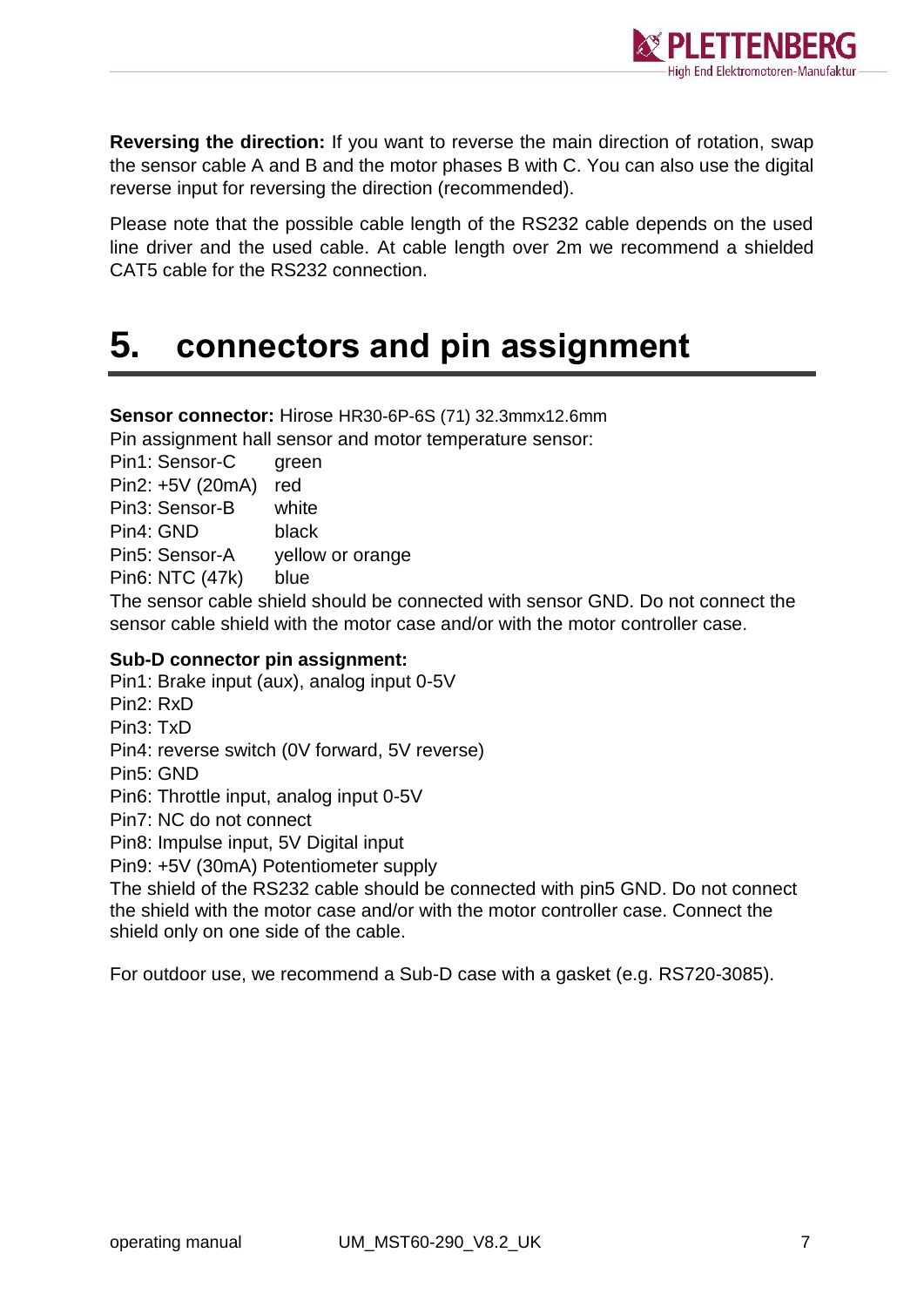**Reversing the direction:** If you want to reverse the main direction of rotation, swap the sensor cable A and B and the motor phases B with C. You can also use the digital reverse input for reversing the direction (recommended).

Please note that the possible cable length of the RS232 cable depends on the used line driver and the used cable. At cable length over 2m we recommend a shielded CAT5 cable for the RS232 connection.

# 5. connectors and pin assignment

**Sensor connector:** Hirose HR30-6P-6S (71) 32.3mmx12.6mm

Pin assignment hall sensor and motor temperature sensor:

| | |
|---|---|
| Pin1: Sensor-C | green |
| Pin2: +5V (20mA) | red |
| Pin3: Sensor-B | white |
| Pin4: GND | black |
| Pin5: Sensor-A | yellow or orange |
| Pin6: NTC (47k) | blue |

The sensor cable shield should be connected with sensor GND. Do not connect the sensor cable shield with the motor case and/or with the motor controller case.

**Sub-D connector pin assignment:**

Pin1: Brake input (aux), analog input 0-5V
Pin2: RxD
Pin3: TxD
Pin4: reverse switch (0V forward, 5V reverse)
Pin5: GND
Pin6: Throttle input, analog input 0-5V
Pin7: NC do not connect
Pin8: Impulse input, 5V Digital input
Pin9: +5V (30mA) Potentiometer supply

The shield of the RS232 cable should be connected with pin5 GND. Do not connect the shield with the motor case and/or with the motor controller case. Connect the shield only on one side of the cable.

For outdoor use, we recommend a Sub-D case with a gasket (e.g. RS720-3085).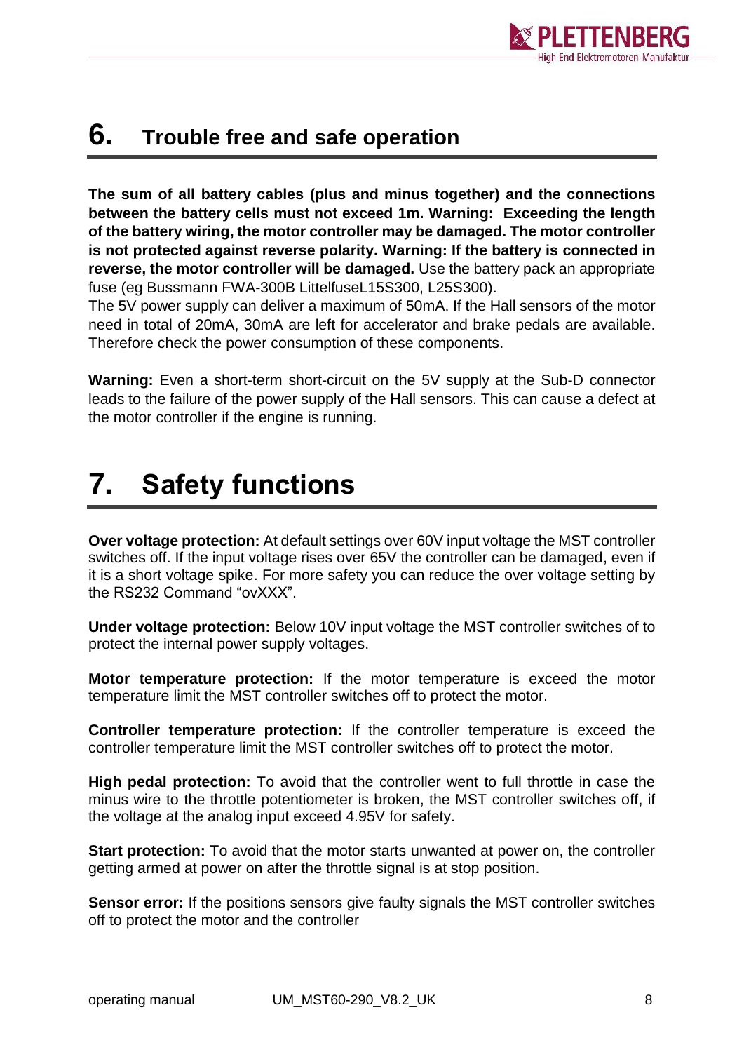# 6. Trouble free and safe operation

**The sum of all battery cables (plus and minus together) and the connections between the battery cells must not exceed 1m. Warning: Exceeding the length of the battery wiring, the motor controller may be damaged. The motor controller is not protected against reverse polarity. Warning: If the battery is connected in reverse, the motor controller will be damaged.** Use the battery pack an appropriate fuse (eg Bussmann FWA-300B LittelfuseL15S300, L25S300).

The 5V power supply can deliver a maximum of 50mA. If the Hall sensors of the motor need in total of 20mA, 30mA are left for accelerator and brake pedals are available. Therefore check the power consumption of these components.

**Warning:** Even a short-term short-circuit on the 5V supply at the Sub-D connector leads to the failure of the power supply of the Hall sensors. This can cause a defect at the motor controller if the engine is running.

# 7. Safety functions

**Over voltage protection:** At default settings over 60V input voltage the MST controller switches off. If the input voltage rises over 65V the controller can be damaged, even if it is a short voltage spike. For more safety you can reduce the over voltage setting by the RS232 Command "ovXXX".

**Under voltage protection:** Below 10V input voltage the MST controller switches of to protect the internal power supply voltages.

**Motor temperature protection:** If the motor temperature is exceed the motor temperature limit the MST controller switches off to protect the motor.

**Controller temperature protection:** If the controller temperature is exceed the controller temperature limit the MST controller switches off to protect the motor.

**High pedal protection:** To avoid that the controller went to full throttle in case the minus wire to the throttle potentiometer is broken, the MST controller switches off, if the voltage at the analog input exceed 4.95V for safety.

**Start protection:** To avoid that the motor starts unwanted at power on, the controller getting armed at power on after the throttle signal is at stop position.

**Sensor error:** If the positions sensors give faulty signals the MST controller switches off to protect the motor and the controller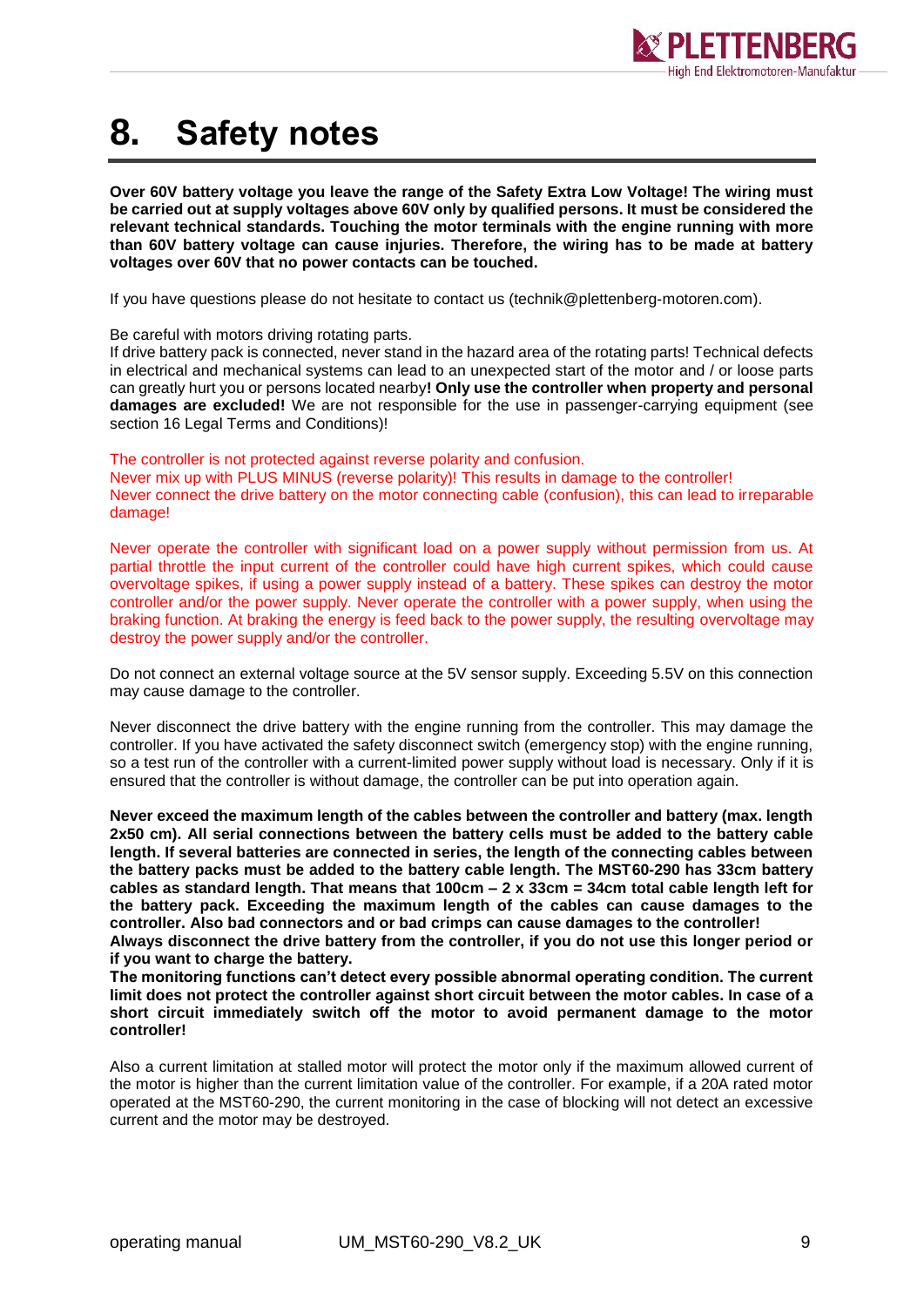# 8. Safety notes

**Over 60V battery voltage you leave the range of the Safety Extra Low Voltage! The wiring must be carried out at supply voltages above 60V only by qualified persons. It must be considered the relevant technical standards. Touching the motor terminals with the engine running with more than 60V battery voltage can cause injuries. Therefore, the wiring has to be made at battery voltages over 60V that no power contacts can be touched.**

If you have questions please do not hesitate to contact us (technik@plettenberg-motoren.com).

Be careful with motors driving rotating parts.
If drive battery pack is connected, never stand in the hazard area of the rotating parts! Technical defects in electrical and mechanical systems can lead to an unexpected start of the motor and / or loose parts can greatly hurt you or persons located nearby**! Only use the controller when property and personal damages are excluded!** We are not responsible for the use in passenger-carrying equipment (see section 16 Legal Terms and Conditions)!

The controller is not protected against reverse polarity and confusion.
Never mix up with PLUS MINUS (reverse polarity)! This results in damage to the controller!
Never connect the drive battery on the motor connecting cable (confusion), this can lead to irreparable damage!

Never operate the controller with significant load on a power supply without permission from us. At partial throttle the input current of the controller could have high current spikes, which could cause overvoltage spikes, if using a power supply instead of a battery. These spikes can destroy the motor controller and/or the power supply. Never operate the controller with a power supply, when using the braking function. At braking the energy is feed back to the power supply, the resulting overvoltage may destroy the power supply and/or the controller.

Do not connect an external voltage source at the 5V sensor supply. Exceeding 5.5V on this connection may cause damage to the controller.

Never disconnect the drive battery with the engine running from the controller. This may damage the controller. If you have activated the safety disconnect switch (emergency stop) with the engine running, so a test run of the controller with a current-limited power supply without load is necessary. Only if it is ensured that the controller is without damage, the controller can be put into operation again.

**Never exceed the maximum length of the cables between the controller and battery (max. length 2x50 cm). All serial connections between the battery cells must be added to the battery cable length. If several batteries are connected in series, the length of the connecting cables between the battery packs must be added to the battery cable length. The MST60-290 has 33cm battery cables as standard length. That means that 100cm – 2 x 33cm = 34cm total cable length left for the battery pack. Exceeding the maximum length of the cables can cause damages to the controller. Also bad connectors and or bad crimps can cause damages to the controller!**
**Always disconnect the drive battery from the controller, if you do not use this longer period or if you want to charge the battery.**
**The monitoring functions can't detect every possible abnormal operating condition. The current limit does not protect the controller against short circuit between the motor cables. In case of a short circuit immediately switch off the motor to avoid permanent damage to the motor controller!**

Also a current limitation at stalled motor will protect the motor only if the maximum allowed current of the motor is higher than the current limitation value of the controller. For example, if a 20A rated motor operated at the MST60-290, the current monitoring in the case of blocking will not detect an excessive current and the motor may be destroyed.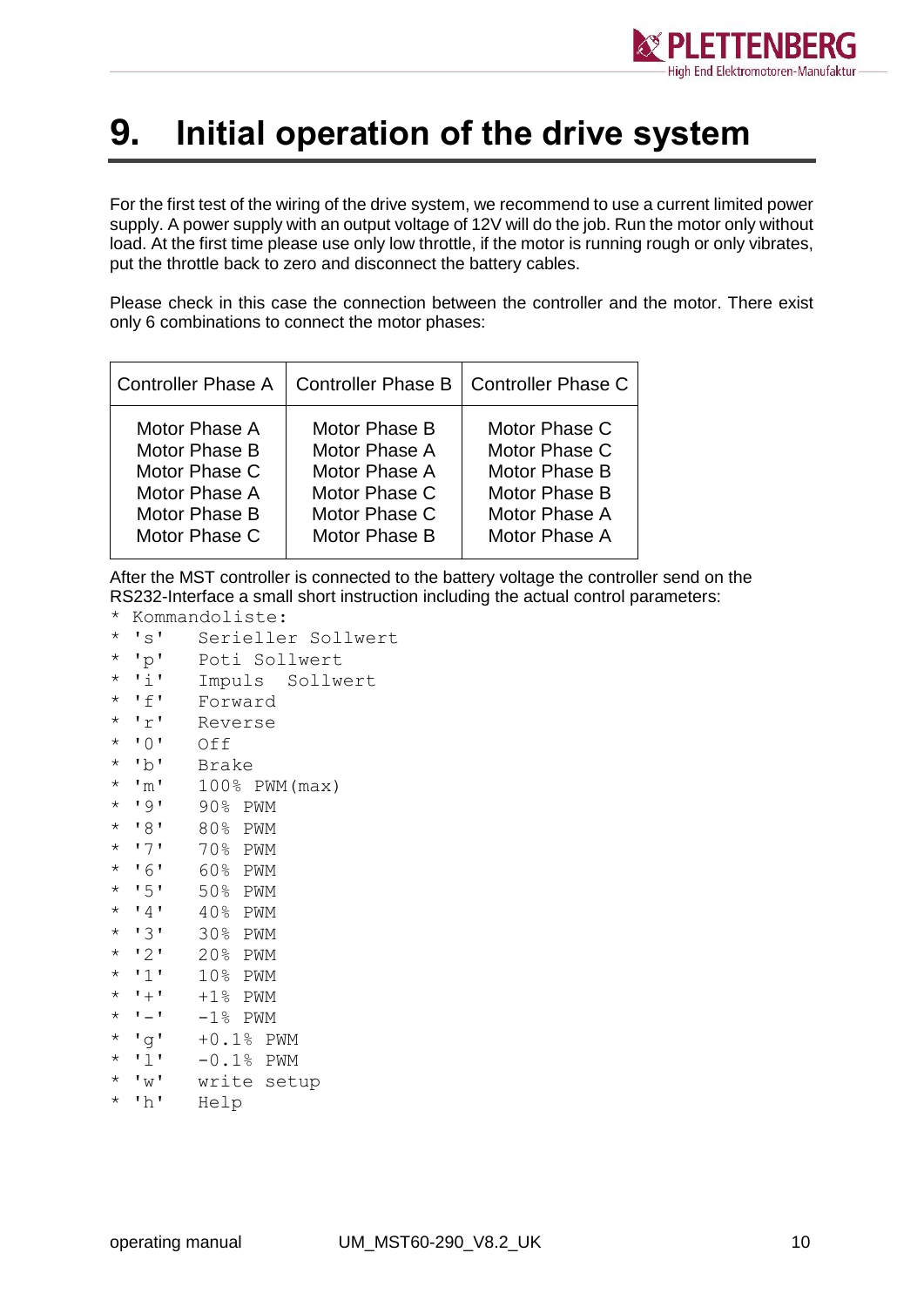# 9. Initial operation of the drive system

For the first test of the wiring of the drive system, we recommend to use a current limited power supply. A power supply with an output voltage of 12V will do the job. Run the motor only without load. At the first time please use only low throttle, if the motor is running rough or only vibrates, put the throttle back to zero and disconnect the battery cables.

Please check in this case the connection between the controller and the motor. There exist only 6 combinations to connect the motor phases:

| Controller Phase A | Controller Phase B | Controller Phase C |
|---|---|---|
| Motor Phase A | Motor Phase B | Motor Phase C |
| Motor Phase B | Motor Phase A | Motor Phase C |
| Motor Phase C | Motor Phase A | Motor Phase B |
| Motor Phase A | Motor Phase C | Motor Phase B |
| Motor Phase B | Motor Phase C | Motor Phase A |
| Motor Phase C | Motor Phase B | Motor Phase A |

After the MST controller is connected to the battery voltage the controller send on the RS232-Interface a small short instruction including the actual control parameters:

```
* Kommandoliste:
* 's'   Serieller Sollwert
* 'p'   Poti Sollwert
* 'i'   Impuls  Sollwert
* 'f'   Forward
* 'r'   Reverse
* '0'   Off
* 'b'   Brake
* 'm'   100% PWM(max)
* '9'   90% PWM
* '8'   80% PWM
* '7'   70% PWM
* '6'   60% PWM
* '5'   50% PWM
* '4'   40% PWM
* '3'   30% PWM
* '2'   20% PWM
* '1'   10% PWM
* '+'   +1% PWM
* '-'   -1% PWM
* 'g'   +0.1% PWM
* 'l'   -0.1% PWM
* 'w'   write setup
* 'h'   Help
```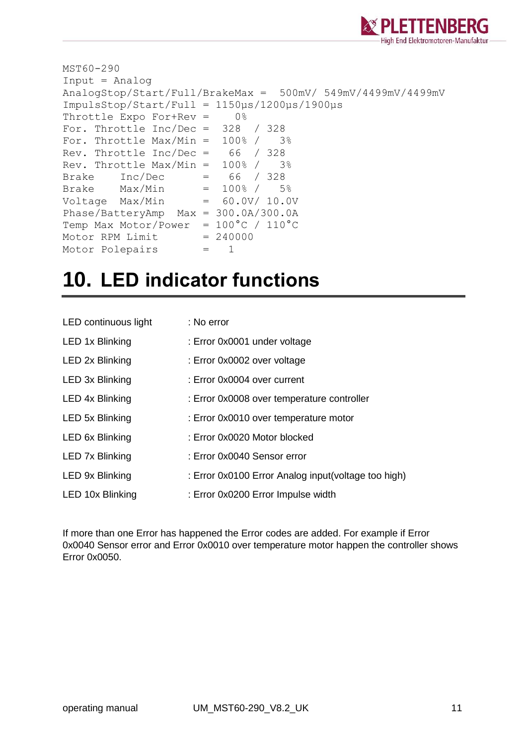```
MST60-290
Input = Analog
AnalogStop/Start/Full/BrakeMax =  500mV/ 549mV/4499mV/4499mV
ImpulsStop/Start/Full = 1150µs/1200µs/1900µs
Throttle Expo For+Rev =    0%
For. Throttle Inc/Dec =  328  / 328
For. Throttle Max/Min =  100% /   3%
Rev. Throttle Inc/Dec =   66  / 328
Rev. Throttle Max/Min =  100% /   3%
Brake    Inc/Dec      =   66  / 328
Brake    Max/Min      =  100% /   5%
Voltage  Max/Min      =  60.0V/ 10.0V
Phase/BatteryAmp  Max = 300.0A/300.0A
Temp Max Motor/Power  = 100°C / 110°C
Motor RPM Limit       = 240000
Motor Polepairs       =   1
```

# 10. LED indicator functions

| | |
|---|---|
| LED continuous light | : No error |
| LED 1x Blinking | : Error 0x0001 under voltage |
| LED 2x Blinking | : Error 0x0002 over voltage |
| LED 3x Blinking | : Error 0x0004 over current |
| LED 4x Blinking | : Error 0x0008 over temperature controller |
| LED 5x Blinking | : Error 0x0010 over temperature motor |
| LED 6x Blinking | : Error 0x0020 Motor blocked |
| LED 7x Blinking | : Error 0x0040 Sensor error |
| LED 9x Blinking | : Error 0x0100 Error Analog input(voltage too high) |
| LED 10x Blinking | : Error 0x0200 Error Impulse width |

If more than one Error has happened the Error codes are added. For example if Error 0x0040 Sensor error and Error 0x0010 over temperature motor happen the controller shows Error 0x0050.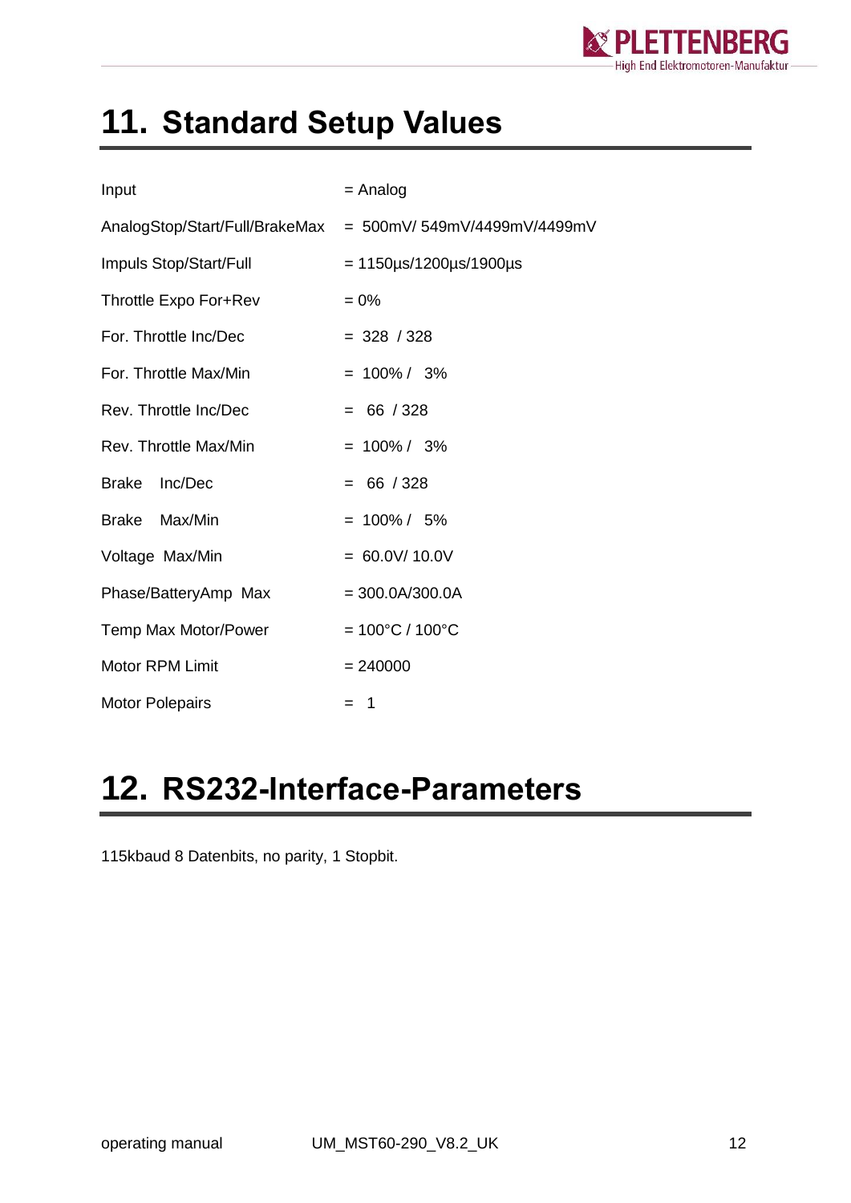# 11. Standard Setup Values

| | |
|---|---|
| Input | = Analog |
| AnalogStop/Start/Full/BrakeMax | = 500mV/ 549mV/4499mV/4499mV |
| Impuls Stop/Start/Full | = 1150µs/1200µs/1900µs |
| Throttle Expo For+Rev | = 0% |
| For. Throttle Inc/Dec | = 328 / 328 |
| For. Throttle Max/Min | = 100% / 3% |
| Rev. Throttle Inc/Dec | = 66 / 328 |
| Rev. Throttle Max/Min | = 100% / 3% |
| Brake Inc/Dec | = 66 / 328 |
| Brake Max/Min | = 100% / 5% |
| Voltage Max/Min | = 60.0V/ 10.0V |
| Phase/BatteryAmp Max | = 300.0A/300.0A |
| Temp Max Motor/Power | = 100°C / 100°C |
| Motor RPM Limit | = 240000 |
| Motor Polepairs | = 1 |

# 12. RS232-Interface-Parameters

115kbaud 8 Datenbits, no parity, 1 Stopbit.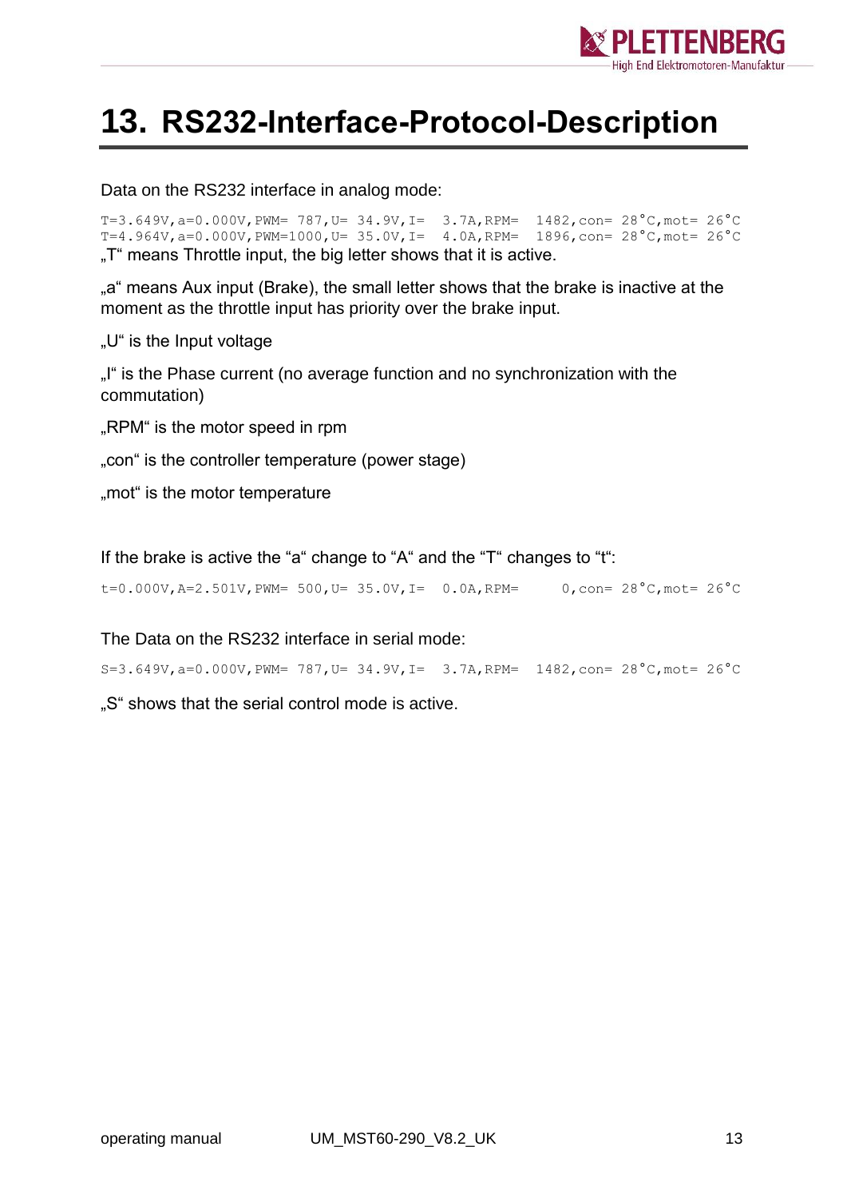# 13. RS232-Interface-Protocol-Description

Data on the RS232 interface in analog mode:

```
T=3.649V,a=0.000V,PWM= 787,U= 34.9V,I=  3.7A,RPM=  1482,con= 28°C,mot= 26°C
T=4.964V,a=0.000V,PWM=1000,U= 35.0V,I=  4.0A,RPM=  1896,con= 28°C,mot= 26°C
```

„T“ means Throttle input, the big letter shows that it is active.

„a“ means Aux input (Brake), the small letter shows that the brake is inactive at the moment as the throttle input has priority over the brake input.

„U“ is the Input voltage

„I“ is the Phase current (no average function and no synchronization with the commutation)

„RPM“ is the motor speed in rpm

„con“ is the controller temperature (power stage)

„mot“ is the motor temperature

If the brake is active the “a“ change to “A“ and the “T“ changes to “t“:

```
t=0.000V,A=2.501V,PWM= 500,U= 35.0V,I=  0.0A,RPM=     0,con= 28°C,mot= 26°C
```

The Data on the RS232 interface in serial mode:

```
S=3.649V,a=0.000V,PWM= 787,U= 34.9V,I=  3.7A,RPM=  1482,con= 28°C,mot= 26°C
```

„S“ shows that the serial control mode is active.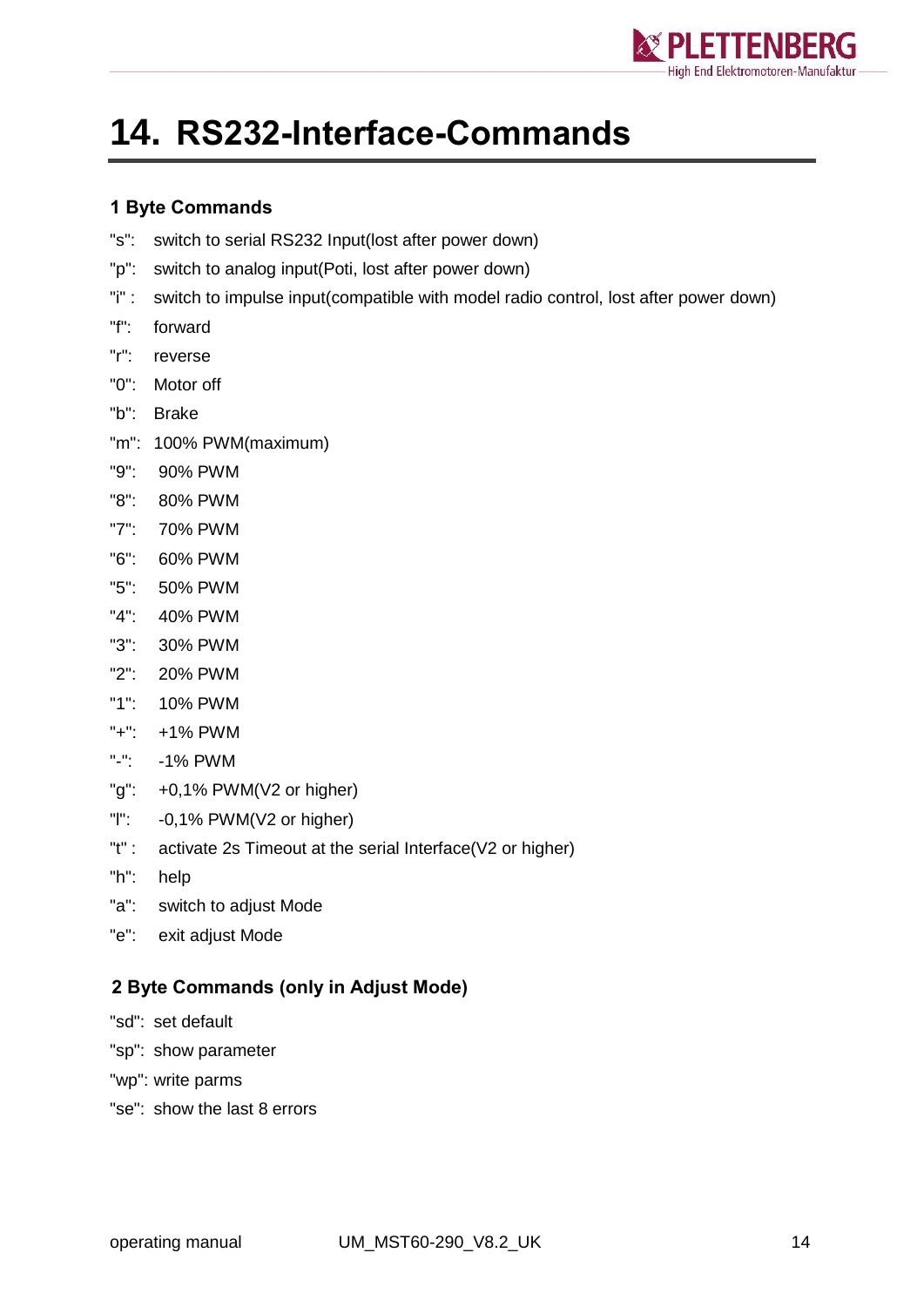# 14. RS232-Interface-Commands

### 1 Byte Commands

"s": switch to serial RS232 Input(lost after power down)

"p": switch to analog input(Poti, lost after power down)

"i" : switch to impulse input(compatible with model radio control, lost after power down)

"f": forward

"r": reverse

"0": Motor off

"b": Brake

"m": 100% PWM(maximum)

"9": 90% PWM

"8": 80% PWM

"7": 70% PWM

"6": 60% PWM

"5": 50% PWM

"4": 40% PWM

"3": 30% PWM

"2": 20% PWM

"1": 10% PWM

"+": +1% PWM

"-": -1% PWM

"g": +0,1% PWM(V2 or higher)

"l": -0,1% PWM(V2 or higher)

"t" : activate 2s Timeout at the serial Interface(V2 or higher)

"h": help

"a": switch to adjust Mode

"e": exit adjust Mode

### 2 Byte Commands (only in Adjust Mode)

"sd": set default

"sp": show parameter

"wp": write parms

"se": show the last 8 errors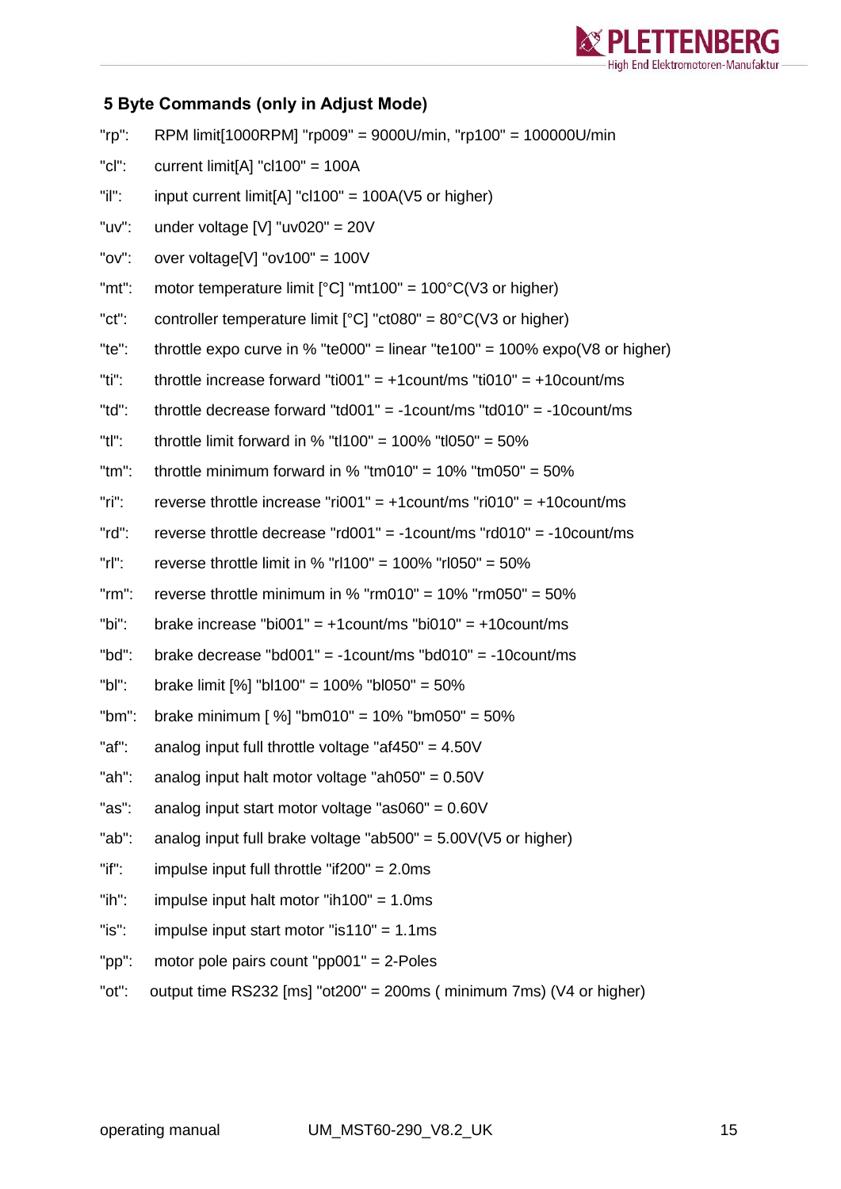## 5 Byte Commands (only in Adjust Mode)

"rp": RPM limit[1000RPM] "rp009" = 9000U/min, "rp100" = 100000U/min

"cl": current limit[A] "cl100" = 100A

"il": input current limit[A] "cl100" = 100A(V5 or higher)

"uv": under voltage [V] "uv020" = 20V

"ov": over voltage[V] "ov100" = 100V

"mt": motor temperature limit [°C] "mt100" = 100°C(V3 or higher)

"ct": controller temperature limit [°C] "ct080" = 80°C(V3 or higher)

"te": throttle expo curve in % "te000" = linear "te100" = 100% expo(V8 or higher)

"ti": throttle increase forward "ti001" = +1count/ms "ti010" = +10count/ms

"td": throttle decrease forward "td001" = -1count/ms "td010" = -10count/ms

"tl": throttle limit forward in % "tl100" = 100% "tl050" = 50%

"tm": throttle minimum forward in % "tm010" = 10% "tm050" = 50%

"ri": reverse throttle increase "ri001" = +1count/ms "ri010" = +10count/ms

"rd": reverse throttle decrease "rd001" = -1count/ms "rd010" = -10count/ms

"rl": reverse throttle limit in % "rl100" = 100% "rl050" = 50%

"rm": reverse throttle minimum in % "rm010" = 10% "rm050" = 50%

"bi": brake increase "bi001" = +1count/ms "bi010" = +10count/ms

"bd": brake decrease "bd001" = -1count/ms "bd010" = -10count/ms

"bl": brake limit [%] "bl100" = 100% "bl050" = 50%

"bm": brake minimum [ %] "bm010" = 10% "bm050" = 50%

"af": analog input full throttle voltage "af450" = 4.50V

"ah": analog input halt motor voltage "ah050" = 0.50V

"as": analog input start motor voltage "as060" = 0.60V

"ab": analog input full brake voltage "ab500" = 5.00V(V5 or higher)

"if": impulse input full throttle "if200" = 2.0ms

"ih": impulse input halt motor "ih100" = 1.0ms

"is": impulse input start motor "is110" = 1.1ms

"pp": motor pole pairs count "pp001" = 2-Poles

"ot": output time RS232 [ms] "ot200" = 200ms ( minimum 7ms) (V4 or higher)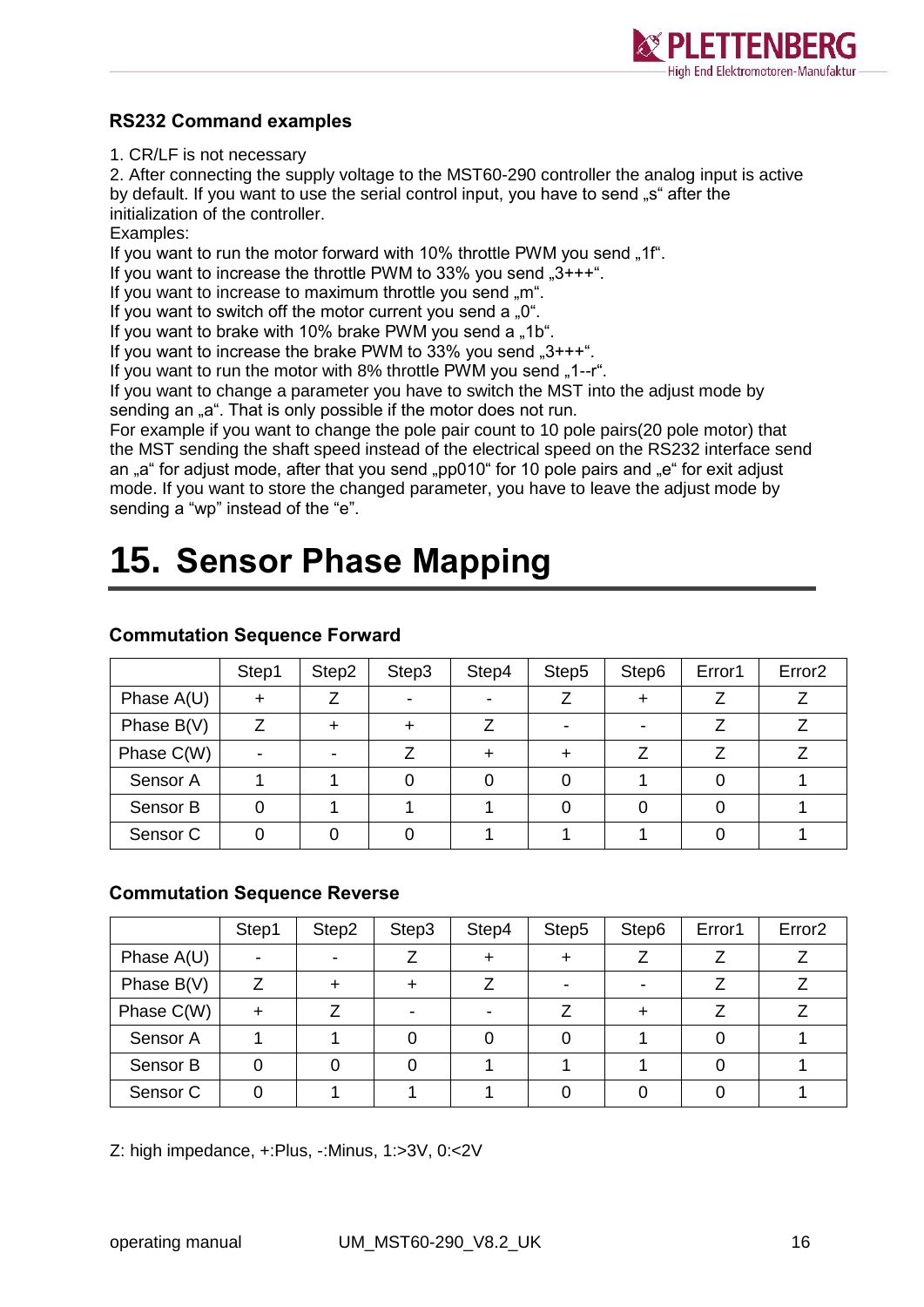### RS232 Command examples

1. CR/LF is not necessary
2. After connecting the supply voltage to the MST60-290 controller the analog input is active by default. If you want to use the serial control input, you have to send „s" after the initialization of the controller.

Examples:
If you want to run the motor forward with 10% throttle PWM you send „1f".
If you want to increase the throttle PWM to 33% you send „3+++".
If you want to increase to maximum throttle you send „m".
If you want to switch off the motor current you send a „0".
If you want to brake with 10% brake PWM you send a „1b".
If you want to increase the brake PWM to 33% you send „3+++".
If you want to run the motor with 8% throttle PWM you send „1--r".
If you want to change a parameter you have to switch the MST into the adjust mode by sending an „a". That is only possible if the motor does not run.
For example if you want to change the pole pair count to 10 pole pairs(20 pole motor) that the MST sending the shaft speed instead of the electrical speed on the RS232 interface send an „a" for adjust mode, after that you send „pp010" for 10 pole pairs and „e" for exit adjust mode. If you want to store the changed parameter, you have to leave the adjust mode by sending a "wp" instead of the "e".

# 15. Sensor Phase Mapping

### Commutation Sequence Forward

| | Step1 | Step2 | Step3 | Step4 | Step5 | Step6 | Error1 | Error2 |
|---|---|---|---|---|---|---|---|---|
| Phase A(U) | + | Z | - | - | Z | + | Z | Z |
| Phase B(V) | Z | + | + | Z | - | - | Z | Z |
| Phase C(W) | - | - | Z | + | + | Z | Z | Z |
| Sensor A | 1 | 1 | 0 | 0 | 0 | 1 | 0 | 1 |
| Sensor B | 0 | 1 | 1 | 1 | 0 | 0 | 0 | 1 |
| Sensor C | 0 | 0 | 0 | 1 | 1 | 1 | 0 | 1 |

### Commutation Sequence Reverse

| | Step1 | Step2 | Step3 | Step4 | Step5 | Step6 | Error1 | Error2 |
|---|---|---|---|---|---|---|---|---|
| Phase A(U) | - | - | Z | + | + | Z | Z | Z |
| Phase B(V) | Z | + | + | Z | - | - | Z | Z |
| Phase C(W) | + | Z | - | - | Z | + | Z | Z |
| Sensor A | 1 | 1 | 0 | 0 | 0 | 1 | 0 | 1 |
| Sensor B | 0 | 0 | 0 | 1 | 1 | 1 | 0 | 1 |
| Sensor C | 0 | 1 | 1 | 1 | 0 | 0 | 0 | 1 |

Z: high impedance, +:Plus, -:Minus, 1:>3V, 0:<2V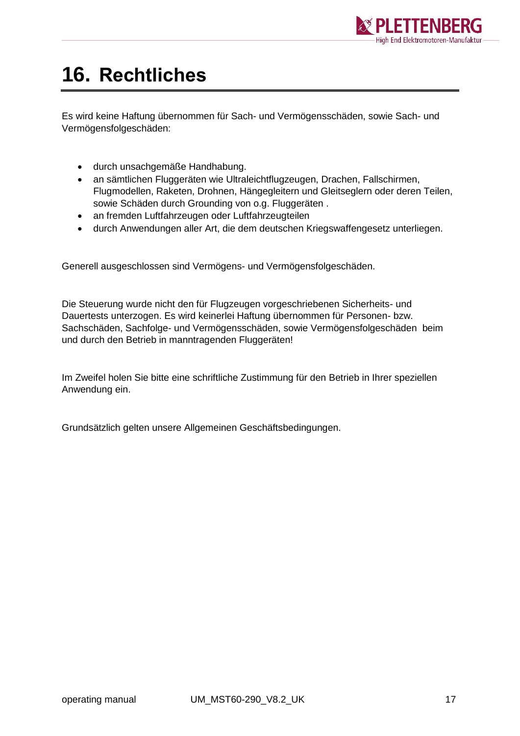# 16. Rechtliches

Es wird keine Haftung übernommen für Sach- und Vermögensschäden, sowie Sach- und Vermögensfolgeschäden:

- durch unsachgemäße Handhabung.
- an sämtlichen Fluggeräten wie Ultraleichtflugzeugen, Drachen, Fallschirmen, Flugmodellen, Raketen, Drohnen, Hängegleitern und Gleitseglern oder deren Teilen, sowie Schäden durch Grounding von o.g. Fluggeräten .
- an fremden Luftfahrzeugen oder Luftfahrzeugteilen
- durch Anwendungen aller Art, die dem deutschen Kriegswaffengesetz unterliegen.

Generell ausgeschlossen sind Vermögens- und Vermögensfolgeschäden.

Die Steuerung wurde nicht den für Flugzeugen vorgeschriebenen Sicherheits- und Dauertests unterzogen. Es wird keinerlei Haftung übernommen für Personen- bzw. Sachschäden, Sachfolge- und Vermögensschäden, sowie Vermögensfolgeschäden beim und durch den Betrieb in manntragenden Fluggeräten!

Im Zweifel holen Sie bitte eine schriftliche Zustimmung für den Betrieb in Ihrer speziellen Anwendung ein.

Grundsätzlich gelten unsere Allgemeinen Geschäftsbedingungen.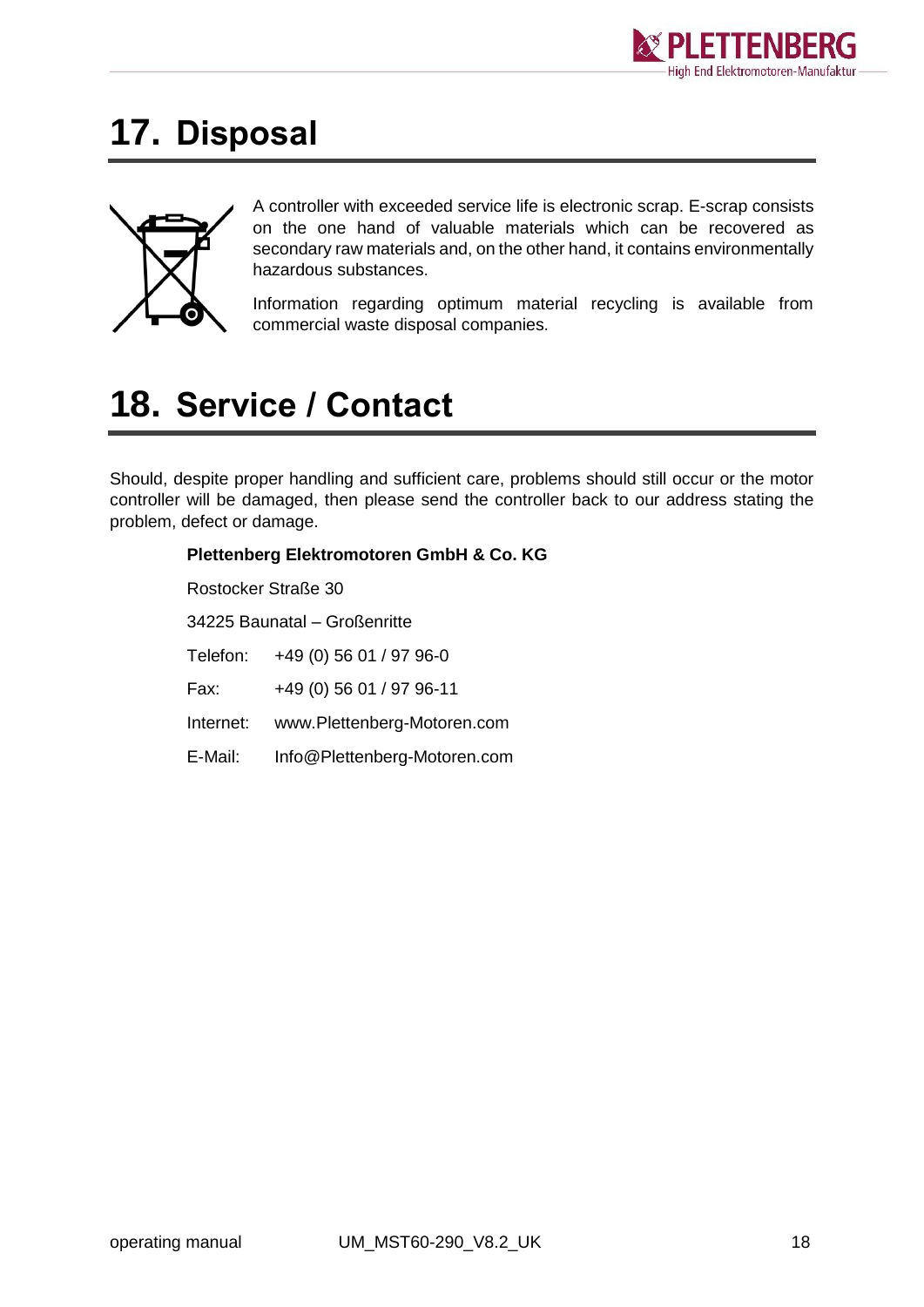# 17. Disposal

A controller with exceeded service life is electronic scrap. E-scrap consists on the one hand of valuable materials which can be recovered as secondary raw materials and, on the other hand, it contains environmentally hazardous substances.

Information regarding optimum material recycling is available from commercial waste disposal companies.

# 18. Service / Contact

Should, despite proper handling and sufficient care, problems should still occur or the motor controller will be damaged, then please send the controller back to our address stating the problem, defect or damage.

**Plettenberg Elektromotoren GmbH & Co. KG**

Rostocker Straße 30

34225 Baunatal – Großenritte

Telefon: +49 (0) 56 01 / 97 96-0

Fax: +49 (0) 56 01 / 97 96-11

Internet: www.Plettenberg-Motoren.com

E-Mail: Info@Plettenberg-Motoren.com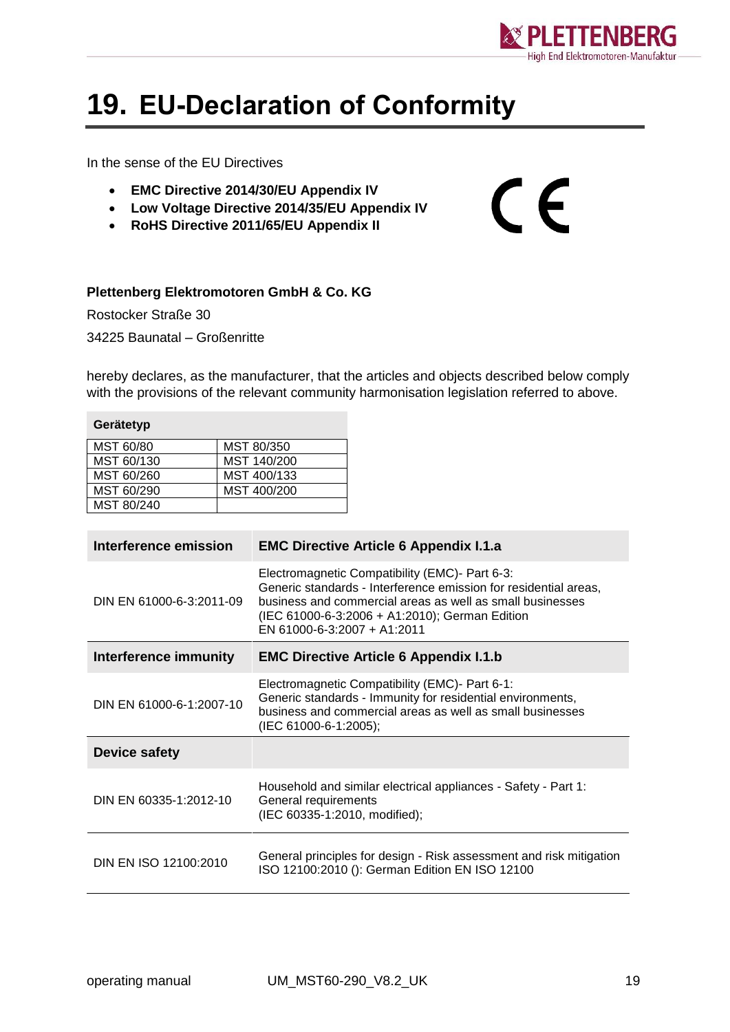# 19. EU-Declaration of Conformity

In the sense of the EU Directives

- **EMC Directive 2014/30/EU Appendix IV**
- **Low Voltage Directive 2014/35/EU Appendix IV**
- **RoHS Directive 2011/65/EU Appendix II**

**Plettenberg Elektromotoren GmbH & Co. KG**

Rostocker Straße 30

34225 Baunatal – Großenritte

hereby declares, as the manufacturer, that the articles and objects described below comply with the provisions of the relevant community harmonisation legislation referred to above.

| Gerätetyp | |
|---|---|
| MST 60/80 | MST 80/350 |
| MST 60/130 | MST 140/200 |
| MST 60/260 | MST 400/133 |
| MST 60/290 | MST 400/200 |
| MST 80/240 | |

| Interference emission | EMC Directive Article 6 Appendix I.1.a |
|---|---|
| DIN EN 61000-6-3:2011-09 | Electromagnetic Compatibility (EMC)- Part 6-3: Generic standards - Interference emission for residential areas, business and commercial areas as well as small businesses (IEC 61000-6-3:2006 + A1:2010); German Edition EN 61000-6-3:2007 + A1:2011 |
| **Interference immunity** | **EMC Directive Article 6 Appendix I.1.b** |
| DIN EN 61000-6-1:2007-10 | Electromagnetic Compatibility (EMC)- Part 6-1: Generic standards - Immunity for residential environments, business and commercial areas as well as small businesses (IEC 61000-6-1:2005); |
| **Device safety** | |
| DIN EN 60335-1:2012-10 | Household and similar electrical appliances - Safety - Part 1: General requirements (IEC 60335-1:2010, modified); |
| DIN EN ISO 12100:2010 | General principles for design - Risk assessment and risk mitigation ISO 12100:2010 (): German Edition EN ISO 12100 |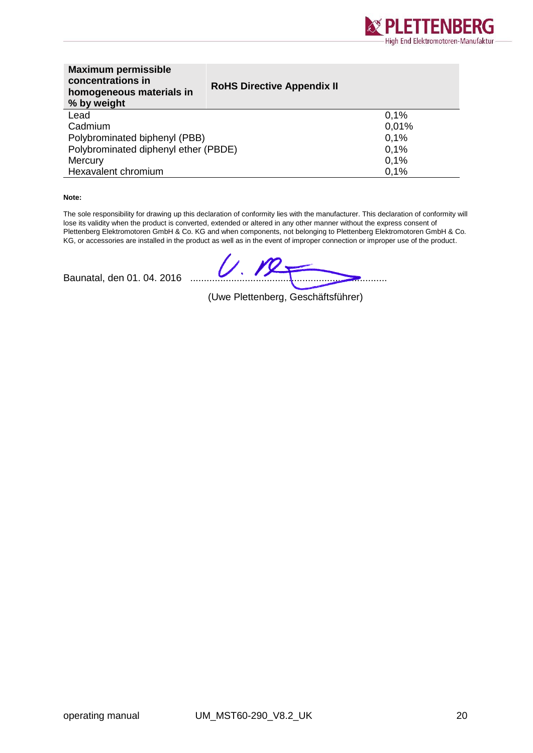| Maximum permissible concentrations in homogeneous materials in % by weight | RoHS Directive Appendix II | |
|---|---|---|
| Lead | | 0,1% |
| Cadmium | | 0,01% |
| Polybrominated biphenyl (PBB) | | 0,1% |
| Polybrominated diphenyl ether (PBDE) | | 0,1% |
| Mercury | | 0,1% |
| Hexavalent chromium | | 0,1% |

**Note:**

The sole responsibility for drawing up this declaration of conformity lies with the manufacturer. This declaration of conformity will lose its validity when the product is converted, extended or altered in any other manner without the express consent of Plettenberg Elektromotoren GmbH & Co. KG and when components, not belonging to Plettenberg Elektromotoren GmbH & Co. KG, or accessories are installed in the product as well as in the event of improper connection or improper use of the product.

Baunatal, den 01. 04. 2016 ..........................................................................

(Uwe Plettenberg, Geschäftsführer)